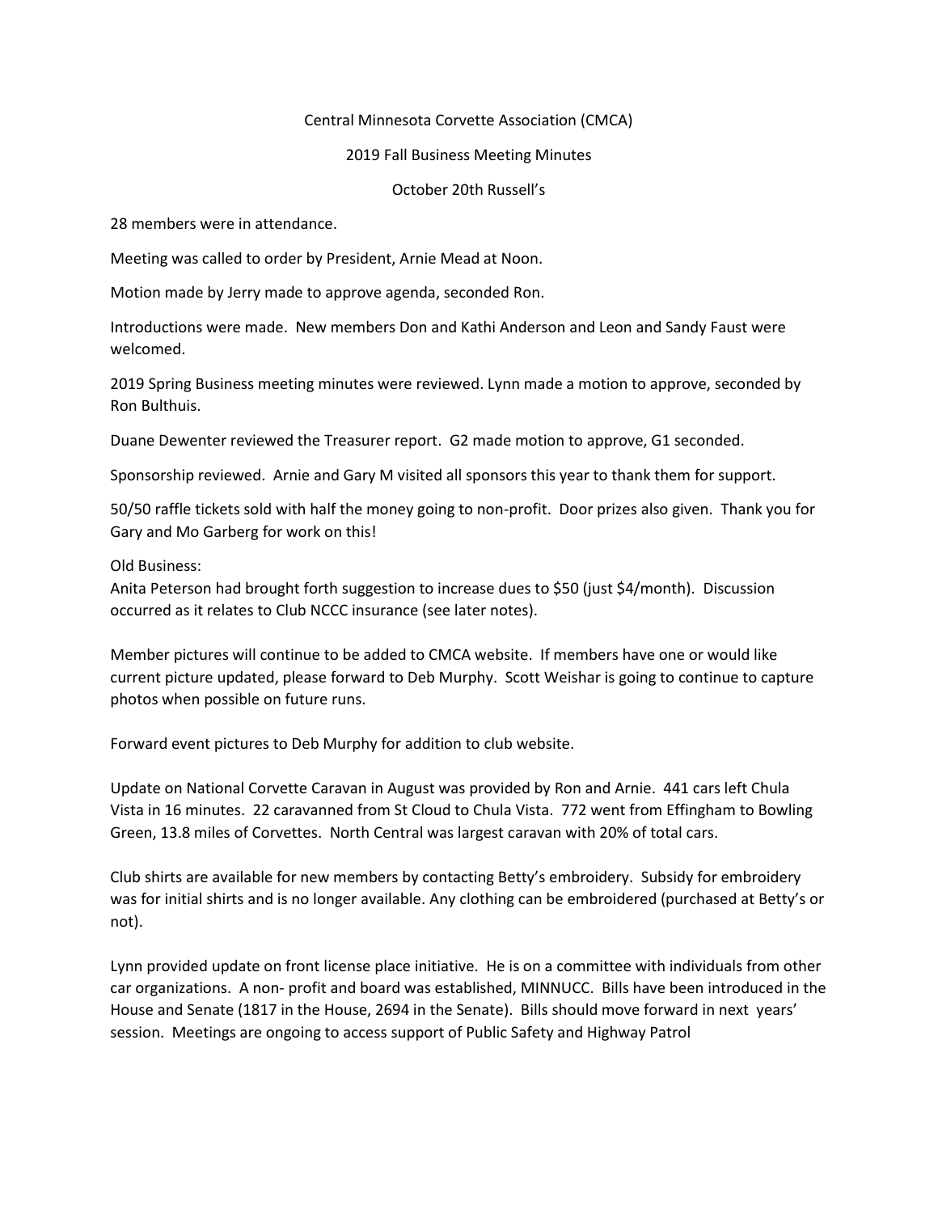Central Minnesota Corvette Association (CMCA)

2019 Fall Business Meeting Minutes

October 20th Russell's

28 members were in attendance.

Meeting was called to order by President, Arnie Mead at Noon.

Motion made by Jerry made to approve agenda, seconded Ron.

Introductions were made. New members Don and Kathi Anderson and Leon and Sandy Faust were welcomed.

2019 Spring Business meeting minutes were reviewed. Lynn made a motion to approve, seconded by Ron Bulthuis.

Duane Dewenter reviewed the Treasurer report. G2 made motion to approve, G1 seconded.

Sponsorship reviewed. Arnie and Gary M visited all sponsors this year to thank them for support.

50/50 raffle tickets sold with half the money going to non-profit. Door prizes also given. Thank you for Gary and Mo Garberg for work on this!

Old Business:
Anita Peterson had brought forth suggestion to increase dues to $50 (just $4/month). Discussion occurred as it relates to Club NCCC insurance (see later notes).

Member pictures will continue to be added to CMCA website. If members have one or would like current picture updated, please forward to Deb Murphy. Scott Weishar is going to continue to capture photos when possible on future runs.

Forward event pictures to Deb Murphy for addition to club website.

Update on National Corvette Caravan in August was provided by Ron and Arnie. 441 cars left Chula Vista in 16 minutes. 22 caravanned from St Cloud to Chula Vista. 772 went from Effingham to Bowling Green, 13.8 miles of Corvettes. North Central was largest caravan with 20% of total cars.

Club shirts are available for new members by contacting Betty's embroidery. Subsidy for embroidery was for initial shirts and is no longer available. Any clothing can be embroidered (purchased at Betty's or not).

Lynn provided update on front license place initiative. He is on a committee with individuals from other car organizations. A non- profit and board was established, MINNUCC. Bills have been introduced in the House and Senate (1817 in the House, 2694 in the Senate). Bills should move forward in next years' session. Meetings are ongoing to access support of Public Safety and Highway Patrol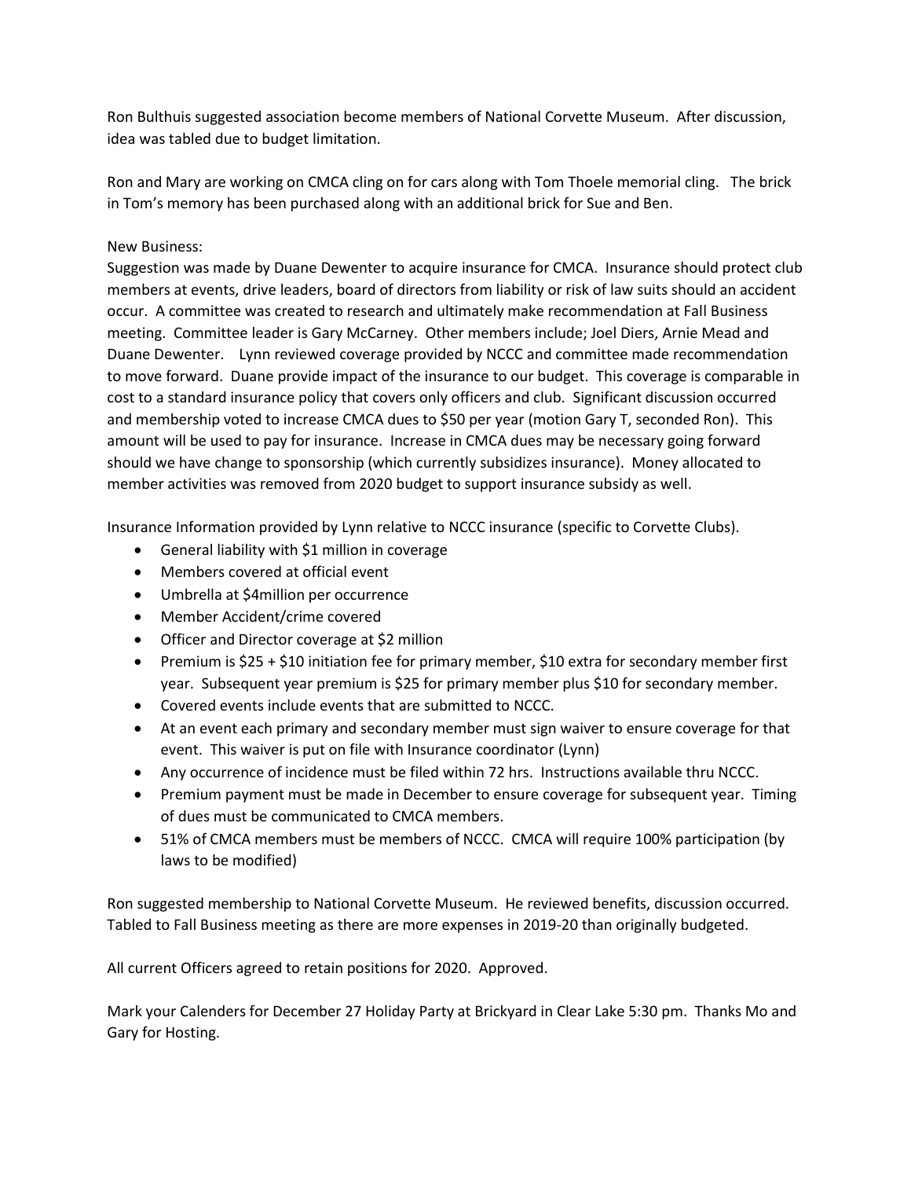Ron Bulthuis suggested association become members of National Corvette Museum. After discussion, idea was tabled due to budget limitation.

Ron and Mary are working on CMCA cling on for cars along with Tom Thoele memorial cling. The brick in Tom's memory has been purchased along with an additional brick for Sue and Ben.

New Business:
Suggestion was made by Duane Dewenter to acquire insurance for CMCA. Insurance should protect club members at events, drive leaders, board of directors from liability or risk of law suits should an accident occur. A committee was created to research and ultimately make recommendation at Fall Business meeting. Committee leader is Gary McCarney. Other members include; Joel Diers, Arnie Mead and Duane Dewenter. Lynn reviewed coverage provided by NCCC and committee made recommendation to move forward. Duane provide impact of the insurance to our budget. This coverage is comparable in cost to a standard insurance policy that covers only officers and club. Significant discussion occurred and membership voted to increase CMCA dues to $50 per year (motion Gary T, seconded Ron). This amount will be used to pay for insurance. Increase in CMCA dues may be necessary going forward should we have change to sponsorship (which currently subsidizes insurance). Money allocated to member activities was removed from 2020 budget to support insurance subsidy as well.

Insurance Information provided by Lynn relative to NCCC insurance (specific to Corvette Clubs).

- General liability with $1 million in coverage
- Members covered at official event
- Umbrella at $4million per occurrence
- Member Accident/crime covered
- Officer and Director coverage at $2 million
- Premium is $25 + $10 initiation fee for primary member, $10 extra for secondary member first year. Subsequent year premium is $25 for primary member plus $10 for secondary member.
- Covered events include events that are submitted to NCCC.
- At an event each primary and secondary member must sign waiver to ensure coverage for that event. This waiver is put on file with Insurance coordinator (Lynn)
- Any occurrence of incidence must be filed within 72 hrs. Instructions available thru NCCC.
- Premium payment must be made in December to ensure coverage for subsequent year. Timing of dues must be communicated to CMCA members.
- 51% of CMCA members must be members of NCCC. CMCA will require 100% participation (by laws to be modified)

Ron suggested membership to National Corvette Museum. He reviewed benefits, discussion occurred. Tabled to Fall Business meeting as there are more expenses in 2019-20 than originally budgeted.

All current Officers agreed to retain positions for 2020. Approved.

Mark your Calenders for December 27 Holiday Party at Brickyard in Clear Lake 5:30 pm. Thanks Mo and Gary for Hosting.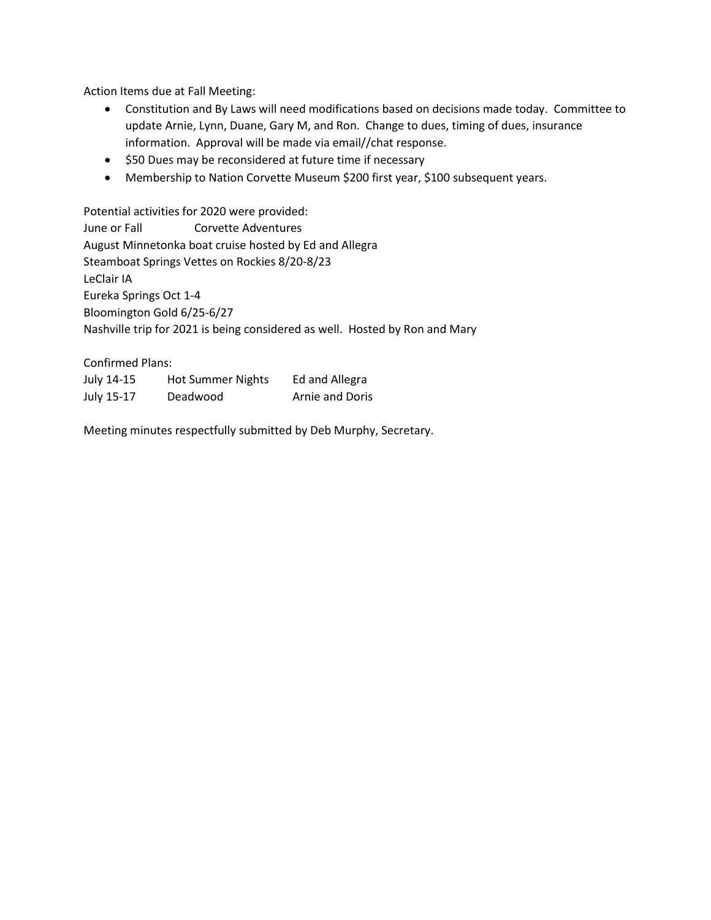Action Items due at Fall Meeting:

- Constitution and By Laws will need modifications based on decisions made today. Committee to update Arnie, Lynn, Duane, Gary M, and Ron. Change to dues, timing of dues, insurance information. Approval will be made via email//chat response.
- $50 Dues may be reconsidered at future time if necessary
- Membership to Nation Corvette Museum $200 first year, $100 subsequent years.

Potential activities for 2020 were provided:
June or Fall Corvette Adventures
August Minnetonka boat cruise hosted by Ed and Allegra
Steamboat Springs Vettes on Rockies 8/20-8/23
LeClair IA
Eureka Springs Oct 1-4
Bloomington Gold 6/25-6/27
Nashville trip for 2021 is being considered as well. Hosted by Ron and Mary

Confirmed Plans:

| | | |
|---|---|---|
| July 14-15 | Hot Summer Nights | Ed and Allegra |
| July 15-17 | Deadwood | Arnie and Doris |

Meeting minutes respectfully submitted by Deb Murphy, Secretary.